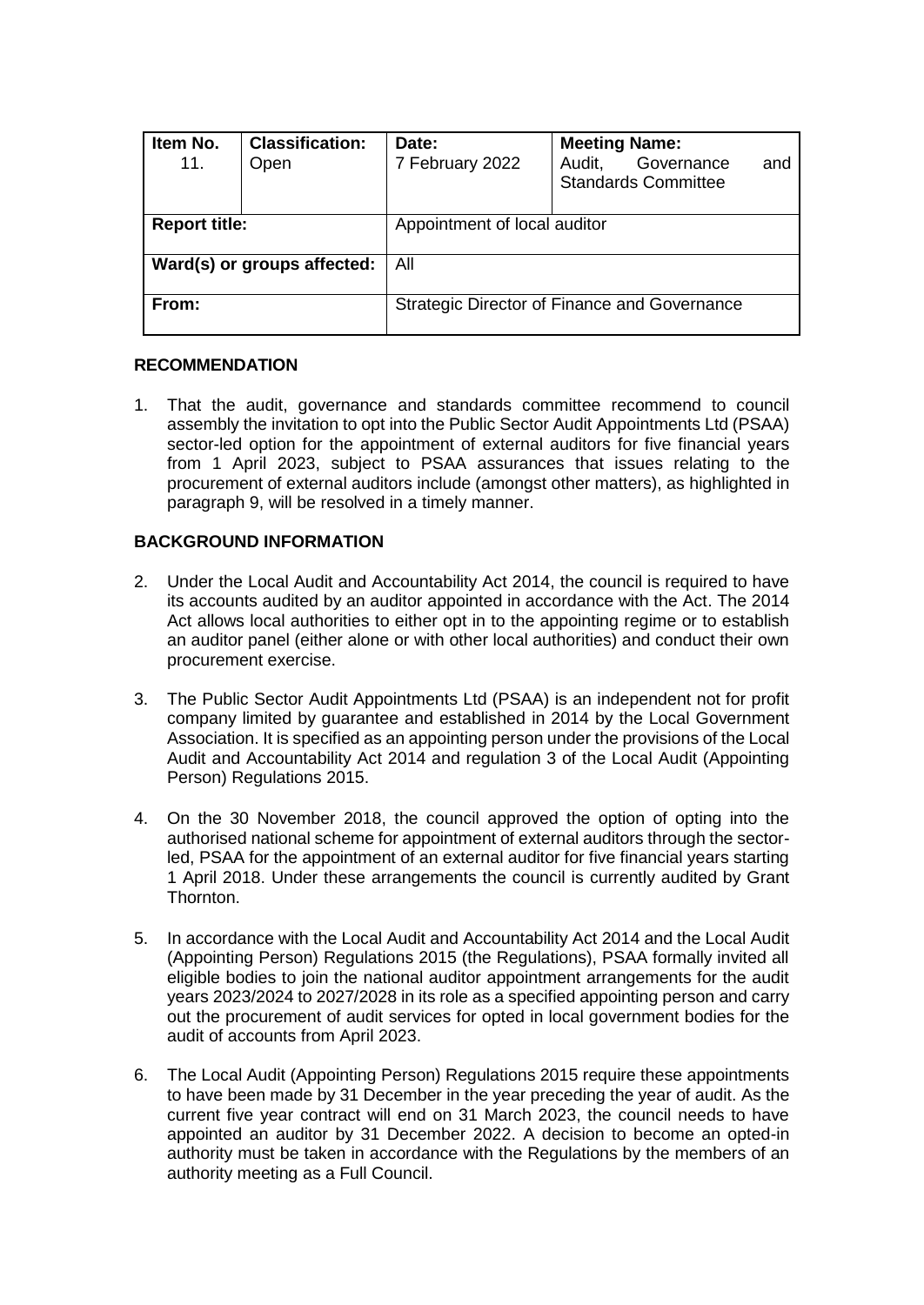| Item No. 11. | Classification: Open | Date: 7 February 2022 | Meeting Name: Audit, Governance and Standards Committee |
|---|---|---|---|
| **Report title:** | | Appointment of local auditor | |
| **Ward(s) or groups affected:** | | All | |
| **From:** | | Strategic Director of Finance and Governance | |

## RECOMMENDATION

1. That the audit, governance and standards committee recommend to council assembly the invitation to opt into the Public Sector Audit Appointments Ltd (PSAA) sector-led option for the appointment of external auditors for five financial years from 1 April 2023, subject to PSAA assurances that issues relating to the procurement of external auditors include (amongst other matters), as highlighted in paragraph 9, will be resolved in a timely manner.

## BACKGROUND INFORMATION

2. Under the Local Audit and Accountability Act 2014, the council is required to have its accounts audited by an auditor appointed in accordance with the Act. The 2014 Act allows local authorities to either opt in to the appointing regime or to establish an auditor panel (either alone or with other local authorities) and conduct their own procurement exercise.

3. The Public Sector Audit Appointments Ltd (PSAA) is an independent not for profit company limited by guarantee and established in 2014 by the Local Government Association. It is specified as an appointing person under the provisions of the Local Audit and Accountability Act 2014 and regulation 3 of the Local Audit (Appointing Person) Regulations 2015.

4. On the 30 November 2018, the council approved the option of opting into the authorised national scheme for appointment of external auditors through the sector-led, PSAA for the appointment of an external auditor for five financial years starting 1 April 2018. Under these arrangements the council is currently audited by Grant Thornton.

5. In accordance with the Local Audit and Accountability Act 2014 and the Local Audit (Appointing Person) Regulations 2015 (the Regulations), PSAA formally invited all eligible bodies to join the national auditor appointment arrangements for the audit years 2023/2024 to 2027/2028 in its role as a specified appointing person and carry out the procurement of audit services for opted in local government bodies for the audit of accounts from April 2023.

6. The Local Audit (Appointing Person) Regulations 2015 require these appointments to have been made by 31 December in the year preceding the year of audit. As the current five year contract will end on 31 March 2023, the council needs to have appointed an auditor by 31 December 2022. A decision to become an opted-in authority must be taken in accordance with the Regulations by the members of an authority meeting as a Full Council.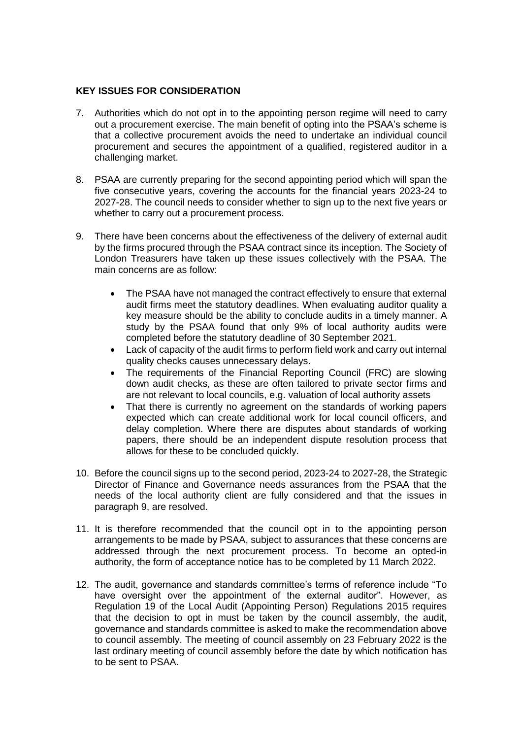**KEY ISSUES FOR CONSIDERATION**

7. Authorities which do not opt in to the appointing person regime will need to carry out a procurement exercise. The main benefit of opting into the PSAA's scheme is that a collective procurement avoids the need to undertake an individual council procurement and secures the appointment of a qualified, registered auditor in a challenging market.

8. PSAA are currently preparing for the second appointing period which will span the five consecutive years, covering the accounts for the financial years 2023-24 to 2027-28. The council needs to consider whether to sign up to the next five years or whether to carry out a procurement process.

9. There have been concerns about the effectiveness of the delivery of external audit by the firms procured through the PSAA contract since its inception. The Society of London Treasurers have taken up these issues collectively with the PSAA. The main concerns are as follow:

   - The PSAA have not managed the contract effectively to ensure that external audit firms meet the statutory deadlines. When evaluating auditor quality a key measure should be the ability to conclude audits in a timely manner. A study by the PSAA found that only 9% of local authority audits were completed before the statutory deadline of 30 September 2021.
   - Lack of capacity of the audit firms to perform field work and carry out internal quality checks causes unnecessary delays.
   - The requirements of the Financial Reporting Council (FRC) are slowing down audit checks, as these are often tailored to private sector firms and are not relevant to local councils, e.g. valuation of local authority assets
   - That there is currently no agreement on the standards of working papers expected which can create additional work for local council officers, and delay completion. Where there are disputes about standards of working papers, there should be an independent dispute resolution process that allows for these to be concluded quickly.

10. Before the council signs up to the second period, 2023-24 to 2027-28, the Strategic Director of Finance and Governance needs assurances from the PSAA that the needs of the local authority client are fully considered and that the issues in paragraph 9, are resolved.

11. It is therefore recommended that the council opt in to the appointing person arrangements to be made by PSAA, subject to assurances that these concerns are addressed through the next procurement process. To become an opted-in authority, the form of acceptance notice has to be completed by 11 March 2022.

12. The audit, governance and standards committee's terms of reference include "To have oversight over the appointment of the external auditor". However, as Regulation 19 of the Local Audit (Appointing Person) Regulations 2015 requires that the decision to opt in must be taken by the council assembly, the audit, governance and standards committee is asked to make the recommendation above to council assembly. The meeting of council assembly on 23 February 2022 is the last ordinary meeting of council assembly before the date by which notification has to be sent to PSAA.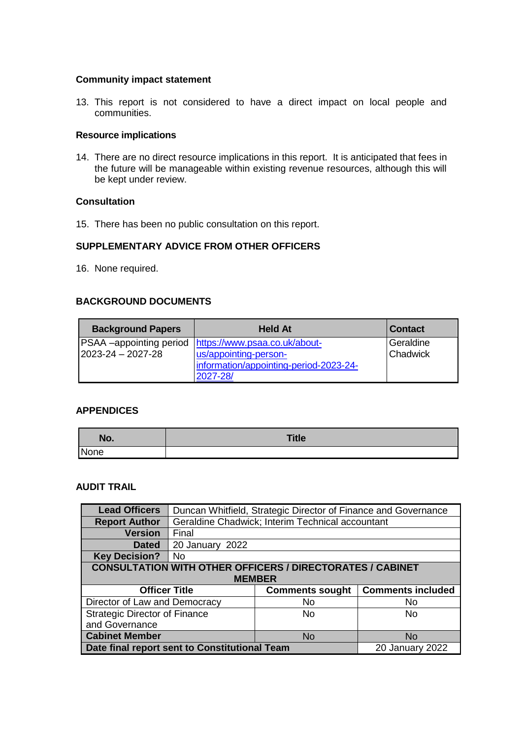**Community impact statement**

13. This report is not considered to have a direct impact on local people and communities.

**Resource implications**

14. There are no direct resource implications in this report. It is anticipated that fees in the future will be manageable within existing revenue resources, although this will be kept under review.

**Consultation**

15. There has been no public consultation on this report.

**SUPPLEMENTARY ADVICE FROM OTHER OFFICERS**

16. None required.

**BACKGROUND DOCUMENTS**

| Background Papers | Held At | Contact |
|---|---|---|
| PSAA –appointing period 2023-24 – 2027-28 | https://www.psaa.co.uk/about-us/appointing-person-information/appointing-period-2023-24-2027-28/ | Geraldine Chadwick |

**APPENDICES**

| No. | Title |
|---|---|
| None | |

**AUDIT TRAIL**

| | | |
|---|---|---|
| **Lead Officers** | Duncan Whitfield, Strategic Director of Finance and Governance | |
| **Report Author** | Geraldine Chadwick; Interim Technical accountant | |
| **Version** | Final | |
| **Dated** | 20 January 2022 | |
| **Key Decision?** | No | |
| **CONSULTATION WITH OTHER OFFICERS / DIRECTORATES / CABINET MEMBER** | | |
| **Officer Title** | **Comments sought** | **Comments included** |
| Director of Law and Democracy | No | No |
| Strategic Director of Finance and Governance | No | No |
| **Cabinet Member** | No | No |
| **Date final report sent to Constitutional Team** | | 20 January 2022 |